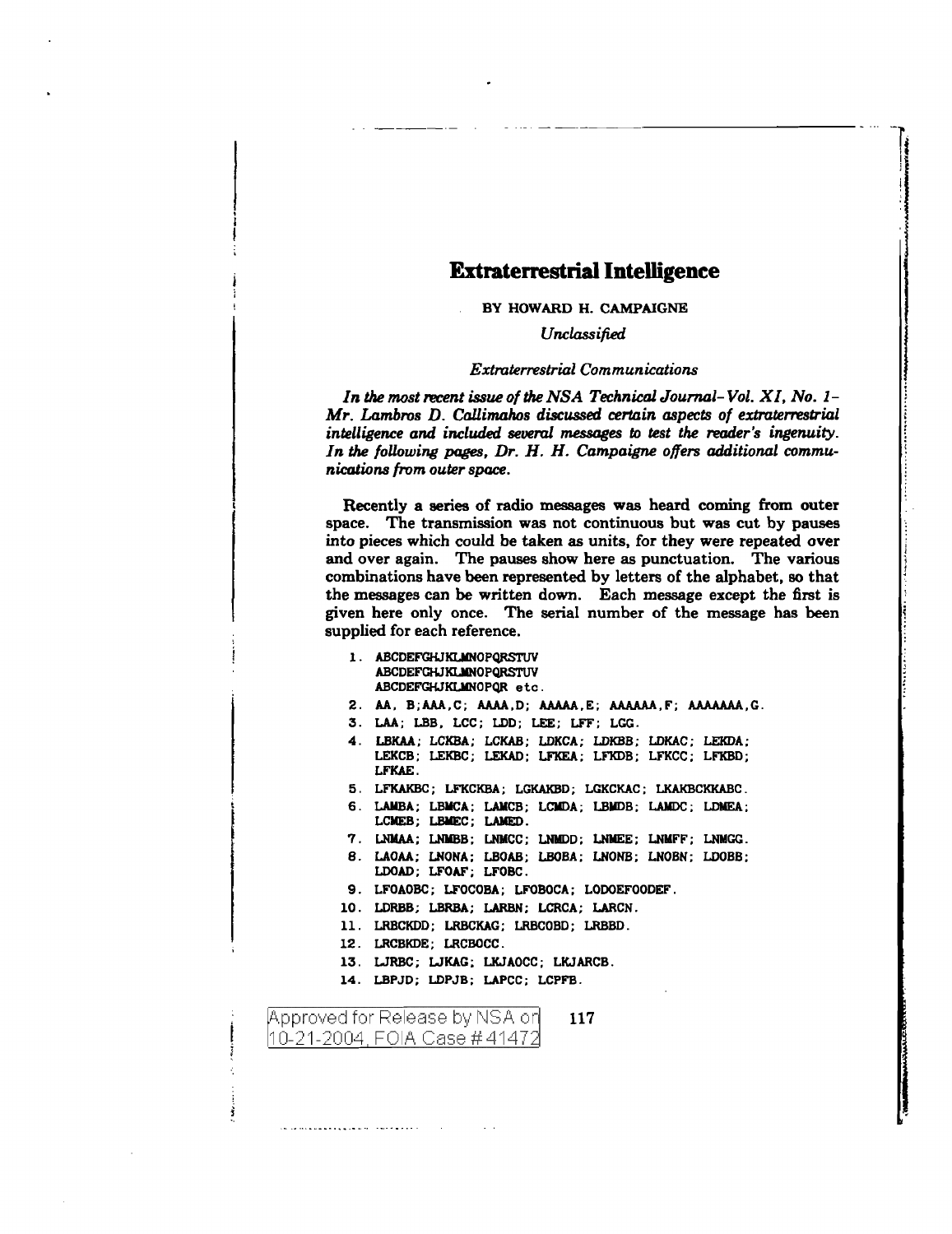# Extraterrestrial Intelligence

BY HOWARD H. CAMPAIGNE

*Unclassified*

*Extraterrestrial Communications*

*In the most recent issue of the NSA Technical Journal- Vol. XI, No. 1- Mr. Lambros D. Callimahos discussed certain aspects of extraterrestrial intelligence and included several messages to test the reader's ingenuity. In the following pages, Dr. H. H. Campaigne offers additional communications from outer space.*

Recently a series of radio messages was heard coming from outer space. The transmission was not continuous but was cut by pauses into pieces which could be taken as units, for they were repeated over and over again. The pauses show here as punctuation. The various combinations have been represented by letters of the alphabet, so that the messages can be written down. Each message except the first is given here only once. The serial number of the message has been supplied for each reference.

1. ABCDEFGHJKLMNOPQRSTUV
   ABCDEFGHJKLMNOPQRSTUV
   ABCDEFGHJKLMNOPQR etc.
2. AA, B;AAA,C; AAAA,D; AAAAA,E; AAAAAA,F; AAAAAAA,G.
3. LAA; LBB, LCC; LDD; LEE; LFF; LGG.
4. LBKAA; LCKBA; LCKAB; LDKCA; LDKBB; LDKAC; LEKDA; LEKCB; LEKBC; LEKAD; LFKEA; LFKDB; LFKCC; LFKBD; LFKAE.
5. LFKAKBC; LFKCKBA; LGKAKBD; LGKCKAC; LKAKBCKKABC.
6. LAMBA; LBMCA; LAMCB; LCMDA; LBMDB; LAMDC; LDMEA; LCMEB; LBMEC; LAMED.
7. LNMAA; LNMBB; LNMCC; LNMDD; LNMEE; LNMFF; LNMGG.
8. LAOAA; LNONA; LBOAB; LBOBA; LNONB; LNOBN; LDOBB; LDOAD; LFOAF; LFOBC.
9. LFOAOBC; LFOCOBA; LFOBOCA; LODOEFOODEF.
10. LDRBB; LBRBA; LARBN; LCRCA; LARCN.
11. LRBCKDD; LRBCKAG; LRBCOBD; LRBBD.
12. LRCBKDE; LRCBOCC.
13. LJRBC; LJKAG; LKJAOCC; LKJARCB.
14. LBPJD; LDPJB; LAPCC; LCPFB.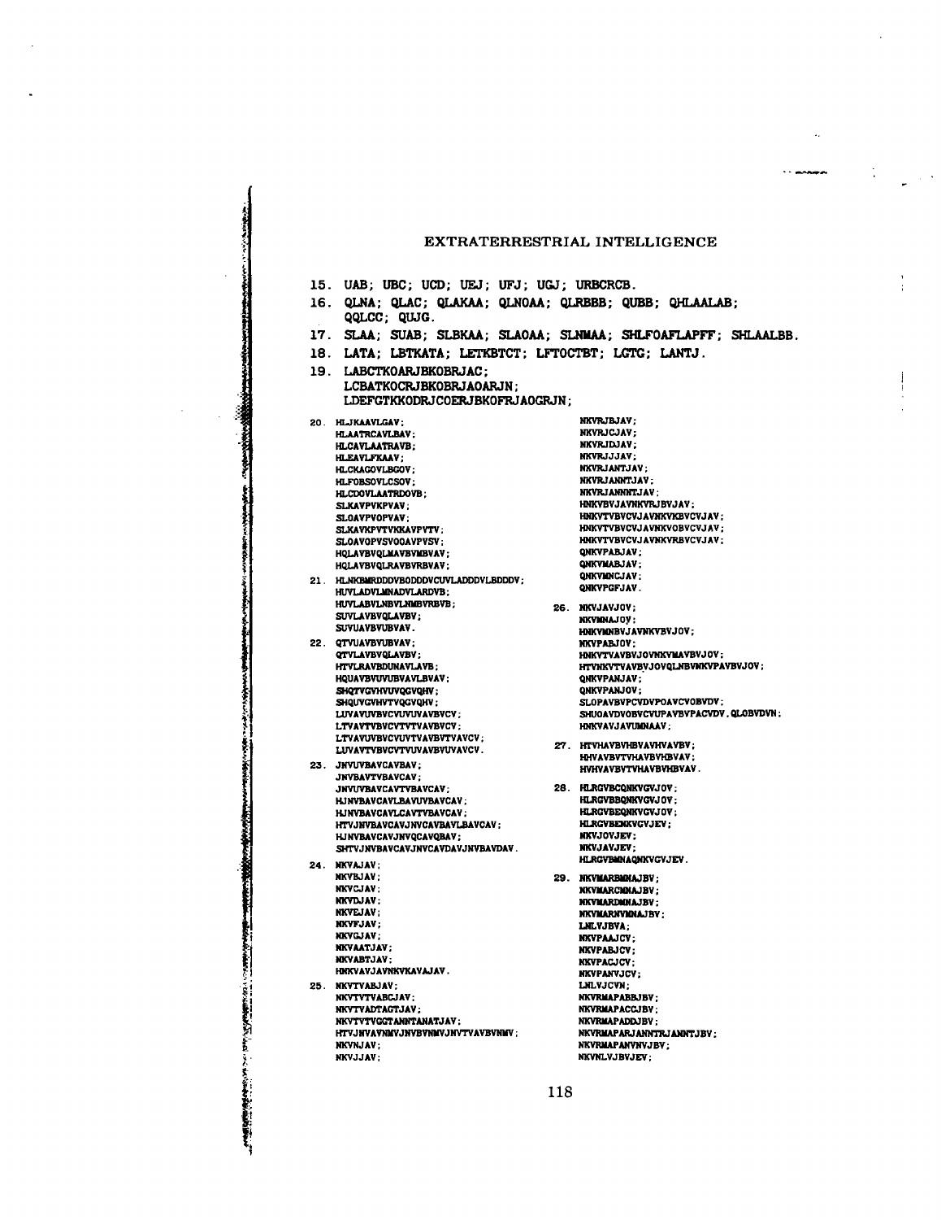15. UAB; UBC; UCD; UEJ; UFJ; UGJ; URBCRCB.

16. QLNA; QLAC; QLAKAA; QLNOAA; QLRBBB; QUBB; QHLAALAB; QQLCC; QUJG.

17. SLAA; SUAB; SLBKAA; SLAOAA; SLNMAA; SHLFOAFLAPFF; SHLAALBB.

18. LATA; LBTKATA; LETKBTCT; LFTOCTBT; LGTG; LANTJ.

19. LABCTKOARJBKOBRJAC;
LCBATKOCRJBKOBRJAOARJN;
LDEFGTKKODRJCOERJBKOFRJAOGRJN;

20. HLJKAAVLGAV;
HLAATRCAVLBAV;
HLCAVLAATRAVB;
HLEAVLFKAAV;
HLCKAGOVLBGOV;
HLFOBSOVLCSOV;
HLCDOVLAATRDOVB;
SLKAVPVKPVAV;
SLOAVPVOPVAV;
SLKAVKPVTVKKAVPVTV;
SLOAVOPVSVOOAVPVSV;
HQLAVBVQLMAVBVMBVAV;
HQLAVBVQLRAVBVRBVAV;

21. HLNKBMRDDDVBODDDVCUVLADDDVLBDDDV;
HUVLADVLMNADVLARDVB;
HUVLABVLNBVLNMBVRBVB;
SUVLAVBVQLAVBV;
SUVUAVBVUBVAV.

22. QTVUAVBVUBVAV;
QTVLAVBVQLAVBV;
HTVLRAVBDUNAVLAVB;
HQUAVBVUVUBVAVLBVAV;
SHQTVGVHVUVQGVQHV;
SHQUVGVHVTVQGVQHV;
LUVAVUVBVCVUVUVAVBVCV;
LTVAVTVBVCVTVTVAVBVCV;
LTVAVUVBVCVUVTVAVBVTVAVCV;
LUVAVTVBVCVTVUVAVBVUVAVCV.

23. JNVUVBAVCAVBAV;
JNVBAVTVBAVCAV;
JNVUVBAVCAVTVBAVCAV;
HJNVBAVCAVLBAVUVBAVCAV;
HJNVBAVCAVLCAVTVBAVCAV;
HTVJNVBAVCAVJNVCAVBAVLBAVCAV;
HJNVBAVCAVJNVQCAVQBAV;
SHTVJNVBAVCAVJNVCAVDAVJNVBAVDAV.

24. NKVAJAV;
NKVBJAV;
NKVCJAV;
NKVDJAV;
NKVEJAV;
NKVFJAV;
NKVGJAV;
NKVAATJAV;
NKVABTJAV;
HNKVAVJAVNKVKAVAJAV.

25. NKVTVABJAV;
NKVTVTVABCJAV;
NKVTVADTAGTJAV;
NKVTVTVGGTANNTANATJAV;
HTVJNVAVNMVJNVBVNMVJNVTVAVBVNMV;
NKVNJAV;
NKVJJAV;
NKVRJBJAV;
NKVRJCJAV;
NKVRJDJAV;
NKVRJJJAV;
NKVRJANTJAV;
NKVRJANNTJAV;
NKVRJANNNTJAV;
HNKVBVJAVNKVRJBVJAV;
HNKVTVBVCVJAVNKVKBVCVJAV;
HNKVTVBVCVJAVNKVOBVCVJAV;
HNKVTVBVCVJAVNKVRBVCVJAV;
QNKVPABJAV;
QNKVMABJAV;
QNKVMNCJAV;
QNKVPGFJAV.

26. NKVJAVJOV;
NKVMNAJOV;
HNKVMNBVJAVNKVBVJOV;
NKVPABJOV;
HNKVTVAVBVJOVNKVMAVBVJOV;
HTVNKVTVAVBVJOVQLNBVNKVPAVBVJOV;
QNKVPANJAV;
QNKVPANJOV;
SLOPAVBVPCVDVPOAVCVOBVDV;
SHUOAVDVOBVCVUPAVBVPACVDV.QLOBVDVN;
HNKVAVJAVUMNAAV;

27. HTVHAVBVHBVAVHVAVBV;
HHVAVBVTVHAVBVHBVAV;
HVHVAVBVTVHAVBVHBVAV.

28. HLRGVBCQNKVGVJOV;
HLRGVBBQNKVGVJOV;
HLRGVBEQNKVGVJOV;
HLRGVBENKVGVJEV;
NKVJOVJEV;
NKVJAVJEV;
HLRGVBMNAQNKVGVJEV.

29. NKVMARBMNAJBV;
NKVMARCMNAJBV;
NKVMARDMNAJBV;
NKVMARNVMNAJBV;
LNLVJBVA;
NKVPAAJCV;
NKVPABJCV;
NKVPACJCV;
NKVPANVJCV;
LNLVJCVN;
NKVRMAPABBJBV;
NKVRMAPACCJBV;
NKVRMAPADDJBV;
NKVRMAPARJANNTRJANNTJBV;
NKVRMAPANVNVJBV;
NKVNLVJBVJEV;